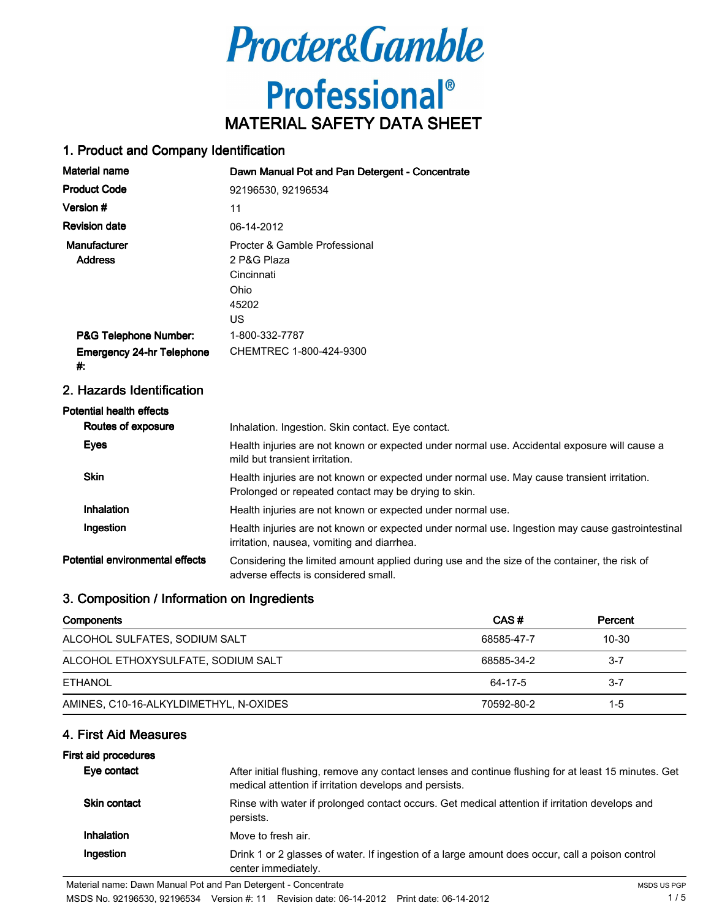# Procter&Gamble Professional®

# MATERIAL SAFETY DATA SHEET

## 1. Product and Company Identification

| | |
|---|---|
| **Material name** | **Dawn Manual Pot and Pan Detergent - Concentrate** |
| **Product Code** | 92196530, 92196534 |
| **Version #** | 11 |
| **Revision date** | 06-14-2012 |
| **Manufacturer** | Procter & Gamble Professional |
| **Address** | 2 P&G Plaza<br>Cincinnati<br>Ohio<br>45202<br>US |
| **P&G Telephone Number:** | 1-800-332-7787 |
| **Emergency 24-hr Telephone #:** | CHEMTREC 1-800-424-9300 |

## 2. Hazards Identification

**Potential health effects**

| | |
|---|---|
| **Routes of exposure** | Inhalation. Ingestion. Skin contact. Eye contact. |
| **Eyes** | Health injuries are not known or expected under normal use. Accidental exposure will cause a mild but transient irritation. |
| **Skin** | Health injuries are not known or expected under normal use. May cause transient irritation. Prolonged or repeated contact may be drying to skin. |
| **Inhalation** | Health injuries are not known or expected under normal use. |
| **Ingestion** | Health injuries are not known or expected under normal use. Ingestion may cause gastrointestinal irritation, nausea, vomiting and diarrhea. |
| **Potential environmental effects** | Considering the limited amount applied during use and the size of the container, the risk of adverse effects is considered small. |

## 3. Composition / Information on Ingredients

| Components | CAS # | Percent |
|---|---|---|
| ALCOHOL SULFATES, SODIUM SALT | 68585-47-7 | 10-30 |
| ALCOHOL ETHOXYSULFATE, SODIUM SALT | 68585-34-2 | 3-7 |
| ETHANOL | 64-17-5 | 3-7 |
| AMINES, C10-16-ALKYLDIMETHYL, N-OXIDES | 70592-80-2 | 1-5 |

## 4. First Aid Measures

**First aid procedures**

| | |
|---|---|
| **Eye contact** | After initial flushing, remove any contact lenses and continue flushing for at least 15 minutes. Get medical attention if irritation develops and persists. |
| **Skin contact** | Rinse with water if prolonged contact occurs. Get medical attention if irritation develops and persists. |
| **Inhalation** | Move to fresh air. |
| **Ingestion** | Drink 1 or 2 glasses of water. If ingestion of a large amount does occur, call a poison control center immediately. |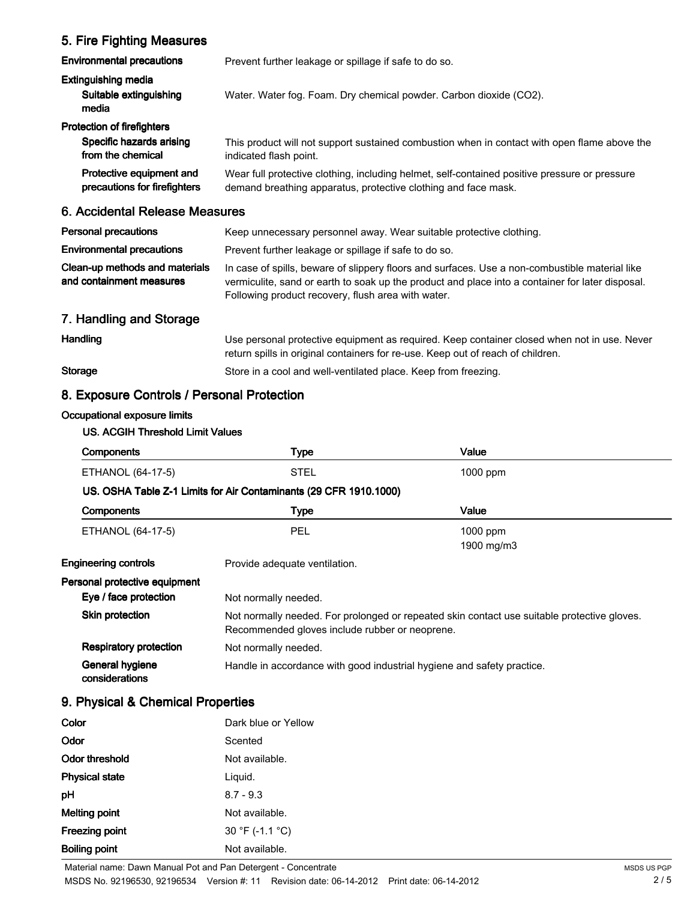## 5. Fire Fighting Measures

| | |
|---|---|
| **Environmental precautions** | Prevent further leakage or spillage if safe to do so. |
| **Extinguishing media** | |
| **Suitable extinguishing media** | Water. Water fog. Foam. Dry chemical powder. Carbon dioxide ($CO_2$). |
| **Protection of firefighters** | |
| **Specific hazards arising from the chemical** | This product will not support sustained combustion when in contact with open flame above the indicated flash point. |
| **Protective equipment and precautions for firefighters** | Wear full protective clothing, including helmet, self-contained positive pressure or pressure demand breathing apparatus, protective clothing and face mask. |

## 6. Accidental Release Measures

| | |
|---|---|
| **Personal precautions** | Keep unnecessary personnel away. Wear suitable protective clothing. |
| **Environmental precautions** | Prevent further leakage or spillage if safe to do so. |
| **Clean-up methods and materials and containment measures** | In case of spills, beware of slippery floors and surfaces. Use a non-combustible material like vermiculite, sand or earth to soak up the product and place into a container for later disposal. Following product recovery, flush area with water. |

## 7. Handling and Storage

| | |
|---|---|
| **Handling** | Use personal protective equipment as required. Keep container closed when not in use. Never return spills in original containers for re-use. Keep out of reach of children. |
| **Storage** | Store in a cool and well-ventilated place. Keep from freezing. |

## 8. Exposure Controls / Personal Protection

**Occupational exposure limits**

**US. ACGIH Threshold Limit Values**

| Components | Type | Value |
|---|---|---|
| ETHANOL (64-17-5) | STEL | 1000 ppm |

**US. OSHA Table Z-1 Limits for Air Contaminants (29 CFR 1910.1000)**

| Components | Type | Value |
|---|---|---|
| ETHANOL (64-17-5) | PEL | 1000 ppm<br>1900 mg/m3 |

| | |
|---|---|
| **Engineering controls** | Provide adequate ventilation. |
| **Personal protective equipment** | |
| **Eye / face protection** | Not normally needed. |
| **Skin protection** | Not normally needed. For prolonged or repeated skin contact use suitable protective gloves. Recommended gloves include rubber or neoprene. |
| **Respiratory protection** | Not normally needed. |
| **General hygiene considerations** | Handle in accordance with good industrial hygiene and safety practice. |

## 9. Physical & Chemical Properties

| | |
|---|---|
| **Color** | Dark blue or Yellow |
| **Odor** | Scented |
| **Odor threshold** | Not available. |
| **Physical state** | Liquid. |
| **pH** | 8.7 - 9.3 |
| **Melting point** | Not available. |
| **Freezing point** | 30 °F (-1.1 °C) |
| **Boiling point** | Not available. |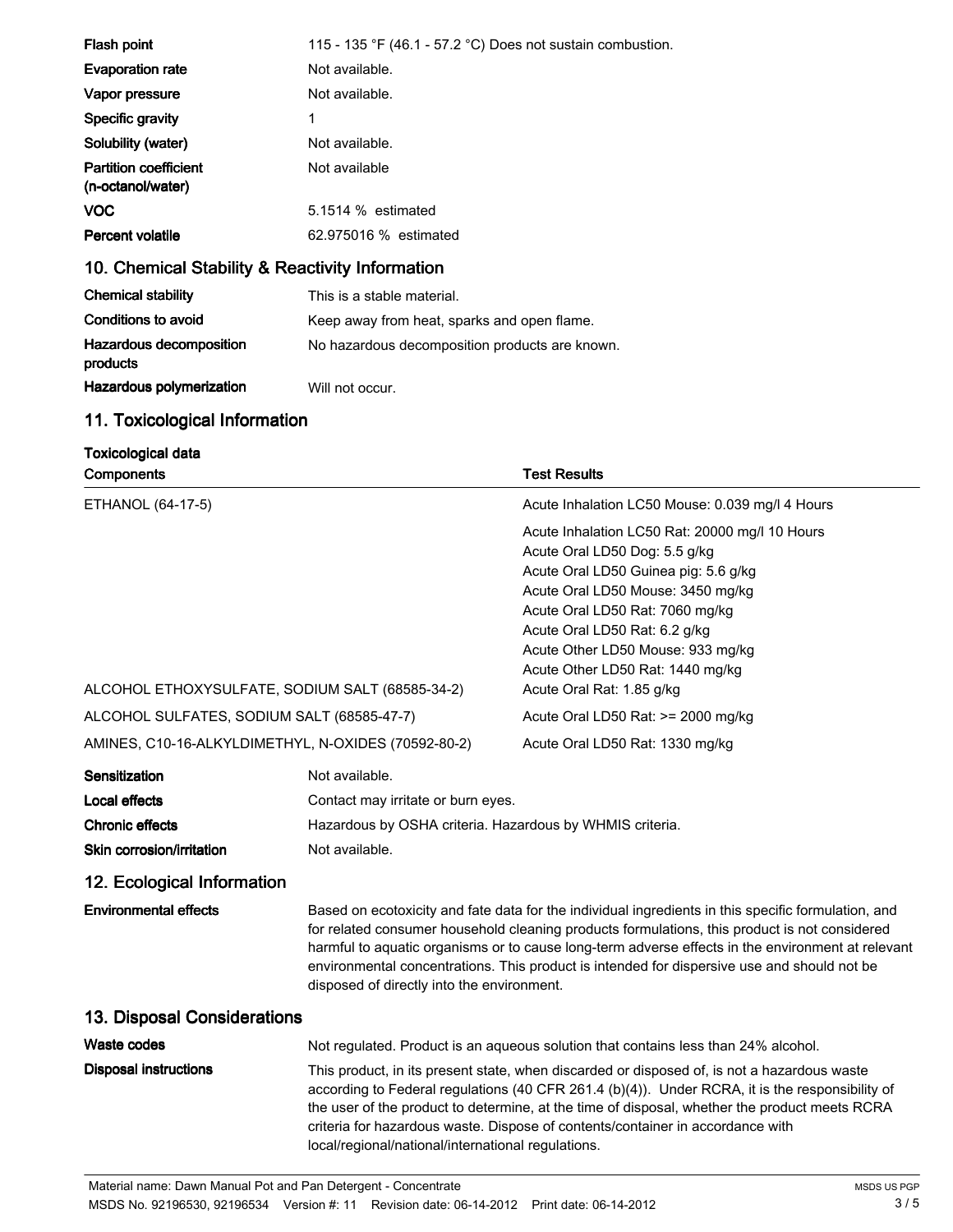| | |
|---|---|
| **Flash point** | 115 - 135 °F (46.1 - 57.2 °C) Does not sustain combustion. |
| **Evaporation rate** | Not available. |
| **Vapor pressure** | Not available. |
| **Specific gravity** | 1 |
| **Solubility (water)** | Not available. |
| **Partition coefficient (n-octanol/water)** | Not available |
| **VOC** | 5.1514 % estimated |
| **Percent volatile** | 62.975016 % estimated |

## 10. Chemical Stability & Reactivity Information

| | |
|---|---|
| **Chemical stability** | This is a stable material. |
| **Conditions to avoid** | Keep away from heat, sparks and open flame. |
| **Hazardous decomposition products** | No hazardous decomposition products are known. |
| **Hazardous polymerization** | Will not occur. |

## 11. Toxicological Information

**Toxicological data**

| Components | Test Results |
|---|---|
| ETHANOL (64-17-5) | Acute Inhalation LC50 Mouse: 0.039 mg/l 4 Hours |
| | Acute Inhalation LC50 Rat: 20000 mg/l 10 Hours<br>Acute Oral LD50 Dog: 5.5 g/kg<br>Acute Oral LD50 Guinea pig: 5.6 g/kg<br>Acute Oral LD50 Mouse: 3450 mg/kg<br>Acute Oral LD50 Rat: 7060 mg/kg<br>Acute Oral LD50 Rat: 6.2 g/kg<br>Acute Other LD50 Mouse: 933 mg/kg<br>Acute Other LD50 Rat: 1440 mg/kg |
| ALCOHOL ETHOXYSULFATE, SODIUM SALT (68585-34-2) | Acute Oral Rat: 1.85 g/kg |
| ALCOHOL SULFATES, SODIUM SALT (68585-47-7) | Acute Oral LD50 Rat: >= 2000 mg/kg |
| AMINES, C10-16-ALKYLDIMETHYL, N-OXIDES (70592-80-2) | Acute Oral LD50 Rat: 1330 mg/kg |

| | |
|---|---|
| **Sensitization** | Not available. |
| **Local effects** | Contact may irritate or burn eyes. |
| **Chronic effects** | Hazardous by OSHA criteria. Hazardous by WHMIS criteria. |
| **Skin corrosion/irritation** | Not available. |

## 12. Ecological Information

| | |
|---|---|
| **Environmental effects** | Based on ecotoxicity and fate data for the individual ingredients in this specific formulation, and for related consumer household cleaning products formulations, this product is not considered harmful to aquatic organisms or to cause long-term adverse effects in the environment at relevant environmental concentrations. This product is intended for dispersive use and should not be disposed of directly into the environment. |

## 13. Disposal Considerations

| | |
|---|---|
| **Waste codes** | Not regulated. Product is an aqueous solution that contains less than 24% alcohol. |
| **Disposal instructions** | This product, in its present state, when discarded or disposed of, is not a hazardous waste according to Federal regulations (40 CFR 261.4 (b)(4)). Under RCRA, it is the responsibility of the user of the product to determine, at the time of disposal, whether the product meets RCRA criteria for hazardous waste. Dispose of contents/container in accordance with local/regional/national/international regulations. |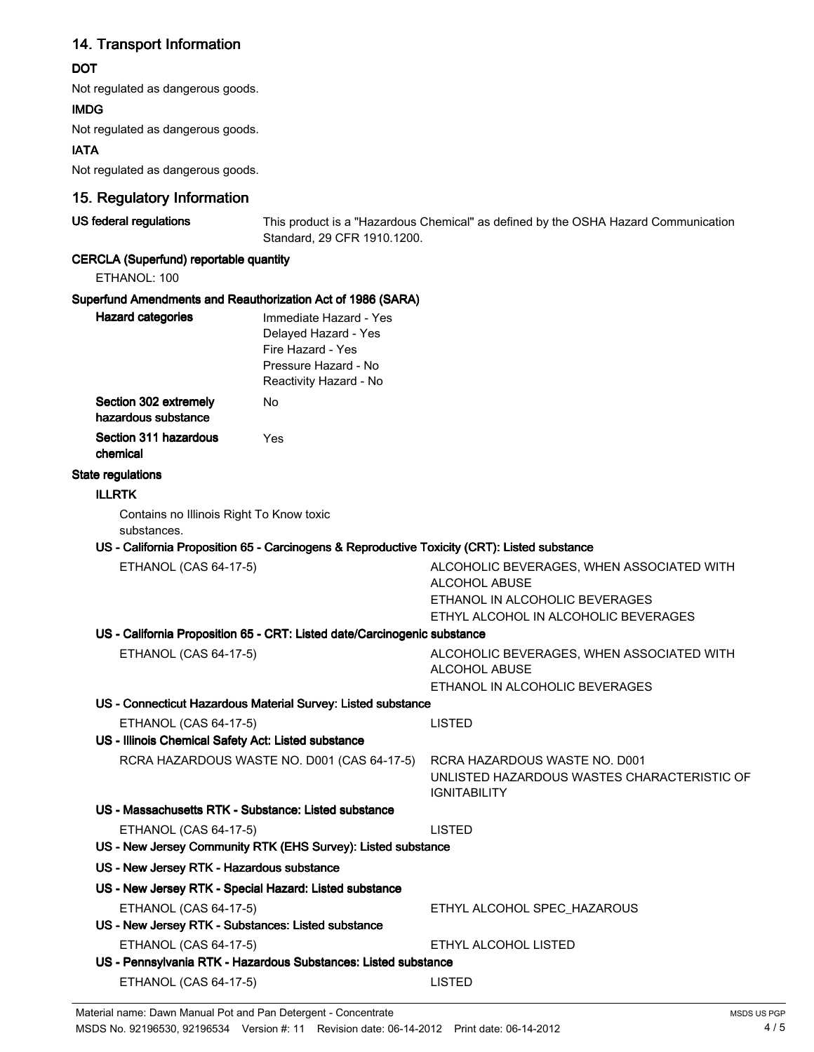## 14. Transport Information

### DOT

Not regulated as dangerous goods.

### IMDG

Not regulated as dangerous goods.

### IATA

Not regulated as dangerous goods.

## 15. Regulatory Information

**US federal regulations** This product is a "Hazardous Chemical" as defined by the OSHA Hazard Communication Standard, 29 CFR 1910.1200.

**CERCLA (Superfund) reportable quantity**

ETHANOL: 100

**Superfund Amendments and Reauthorization Act of 1986 (SARA)**

**Hazard categories**
Immediate Hazard - Yes
Delayed Hazard - Yes
Fire Hazard - Yes
Pressure Hazard - No
Reactivity Hazard - No

**Section 302 extremely hazardous substance** No

**Section 311 hazardous chemical** Yes

**State regulations**

**ILLRTK**

Contains no Illinois Right To Know toxic substances.

**US - California Proposition 65 - Carcinogens & Reproductive Toxicity (CRT): Listed substance**

| | |
|---|---|
| ETHANOL (CAS 64-17-5) | ALCOHOLIC BEVERAGES, WHEN ASSOCIATED WITH ALCOHOL ABUSE<br>ETHANOL IN ALCOHOLIC BEVERAGES<br>ETHYL ALCOHOL IN ALCOHOLIC BEVERAGES |

**US - California Proposition 65 - CRT: Listed date/Carcinogenic substance**

| | |
|---|---|
| ETHANOL (CAS 64-17-5) | ALCOHOLIC BEVERAGES, WHEN ASSOCIATED WITH ALCOHOL ABUSE<br>ETHANOL IN ALCOHOLIC BEVERAGES |

**US - Connecticut Hazardous Material Survey: Listed substance**

| | |
|---|---|
| ETHANOL (CAS 64-17-5) | LISTED |

**US - Illinois Chemical Safety Act: Listed substance**

| | |
|---|---|
| RCRA HAZARDOUS WASTE NO. D001 (CAS 64-17-5) | RCRA HAZARDOUS WASTE NO. D001<br>UNLISTED HAZARDOUS WASTES CHARACTERISTIC OF IGNITABILITY |

**US - Massachusetts RTK - Substance: Listed substance**

| | |
|---|---|
| ETHANOL (CAS 64-17-5) | LISTED |

**US - New Jersey Community RTK (EHS Survey): Listed substance**

**US - New Jersey RTK - Hazardous substance**

**US - New Jersey RTK - Special Hazard: Listed substance**

| | |
|---|---|
| ETHANOL (CAS 64-17-5) | ETHYL ALCOHOL SPEC_HAZAROUS |

**US - New Jersey RTK - Substances: Listed substance**

| | |
|---|---|
| ETHANOL (CAS 64-17-5) | ETHYL ALCOHOL LISTED |

**US - Pennsylvania RTK - Hazardous Substances: Listed substance**

| | |
|---|---|
| ETHANOL (CAS 64-17-5) | LISTED |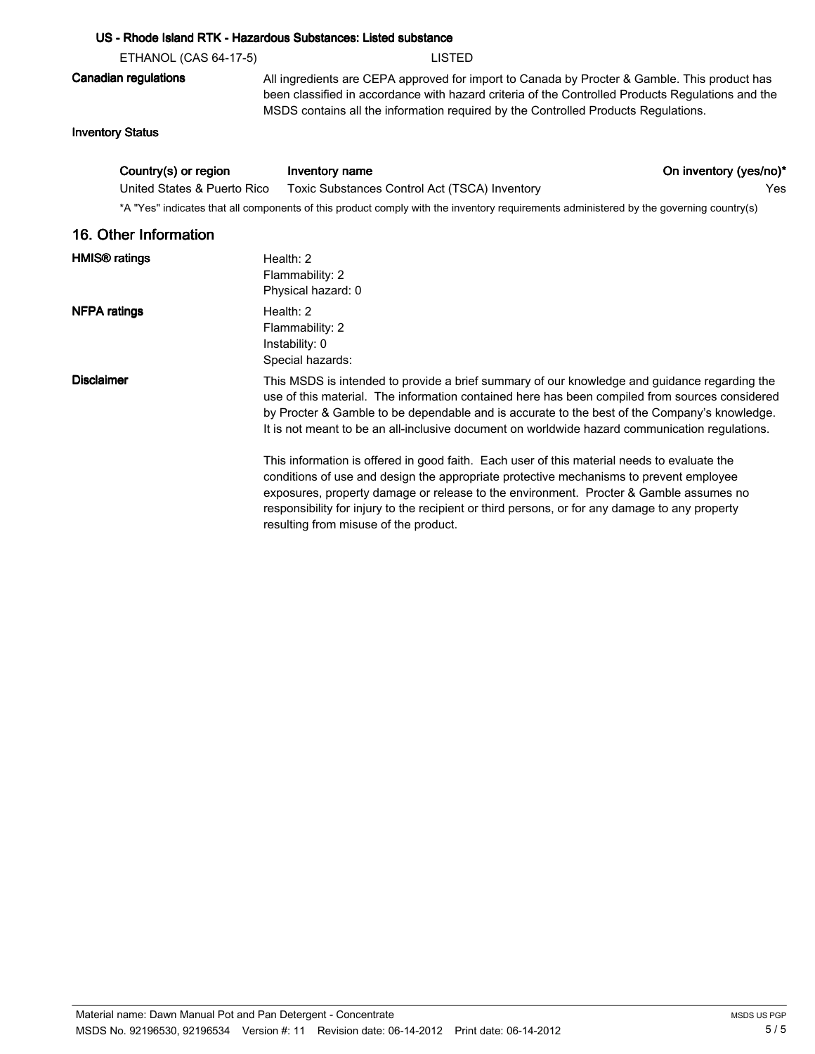**US - Rhode Island RTK - Hazardous Substances: Listed substance**

| | |
|---|---|
| ETHANOL (CAS 64-17-5) | LISTED |

**Canadian regulations**

All ingredients are CEPA approved for import to Canada by Procter & Gamble. This product has been classified in accordance with hazard criteria of the Controlled Products Regulations and the MSDS contains all the information required by the Controlled Products Regulations.

**Inventory Status**

| Country(s) or region | Inventory name | On inventory (yes/no)* |
|---|---|---|
| United States & Puerto Rico | Toxic Substances Control Act (TSCA) Inventory | Yes |

*A "Yes" indicates that all components of this product comply with the inventory requirements administered by the governing country(s)

## 16. Other Information

**HMIS® ratings**

Health: 2
Flammability: 2
Physical hazard: 0

**NFPA ratings**

Health: 2
Flammability: 2
Instability: 0
Special hazards:

**Disclaimer**

This MSDS is intended to provide a brief summary of our knowledge and guidance regarding the use of this material. The information contained here has been compiled from sources considered by Procter & Gamble to be dependable and is accurate to the best of the Company's knowledge. It is not meant to be an all-inclusive document on worldwide hazard communication regulations.

This information is offered in good faith. Each user of this material needs to evaluate the conditions of use and design the appropriate protective mechanisms to prevent employee exposures, property damage or release to the environment. Procter & Gamble assumes no responsibility for injury to the recipient or third persons, or for any damage to any property resulting from misuse of the product.